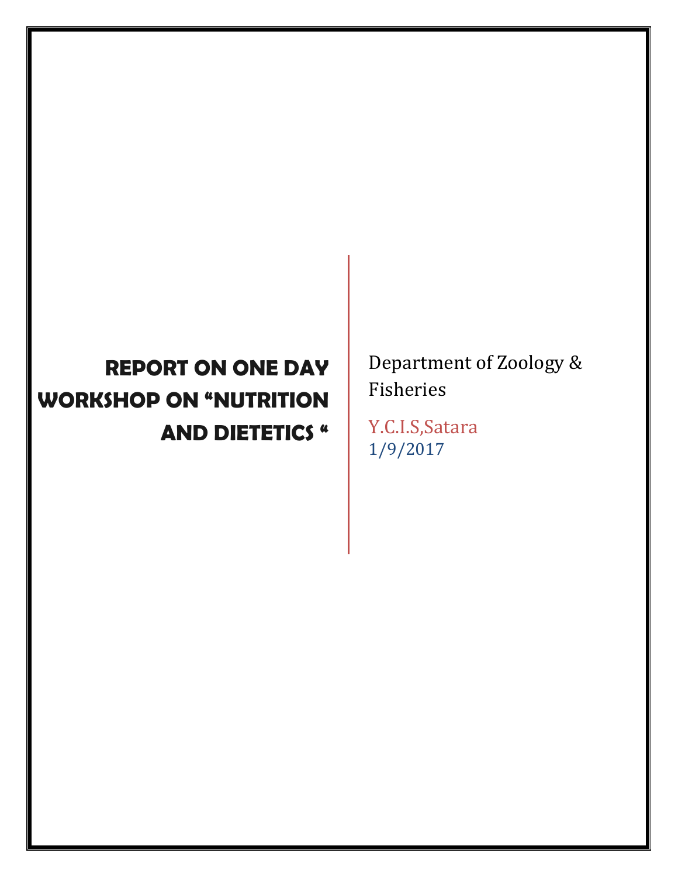# REPORT ON ONE DAY WORKSHOP ON "NUTRITION AND DIETETICS "

Department of Zoology & Fisheries

Y.C.I.S,Satara

1/9/2017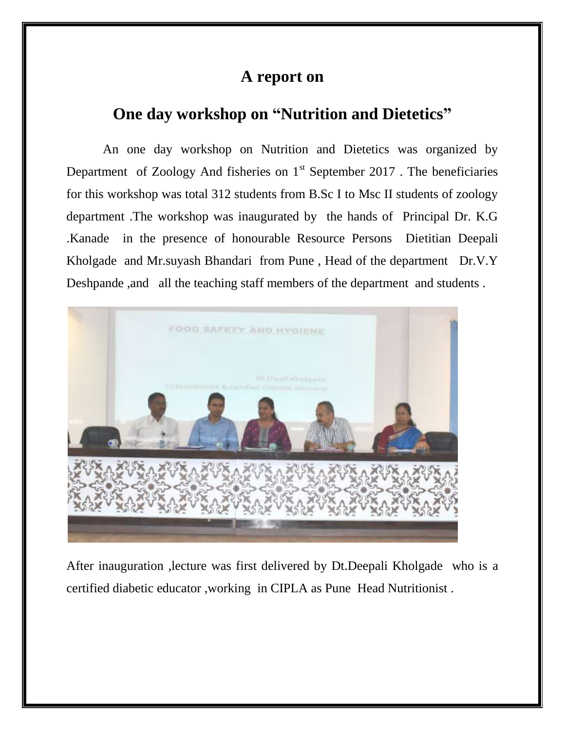# A report on

## One day workshop on "Nutrition and Dietetics"

An one day workshop on Nutrition and Dietetics was organized by Department of Zoology And fisheries on 1st September 2017 . The beneficiaries for this workshop was total 312 students from B.Sc I to Msc II students of zoology department .The workshop was inaugurated by the hands of Principal Dr. K.G .Kanade in the presence of honourable Resource Persons Dietitian Deepali Kholgade and Mr.suyash Bhandari from Pune , Head of the department Dr.V.Y Deshpande ,and all the teaching staff members of the department and students .

After inauguration ,lecture was first delivered by Dt.Deepali Kholgade who is a certified diabetic educator ,working in CIPLA as Pune Head Nutritionist .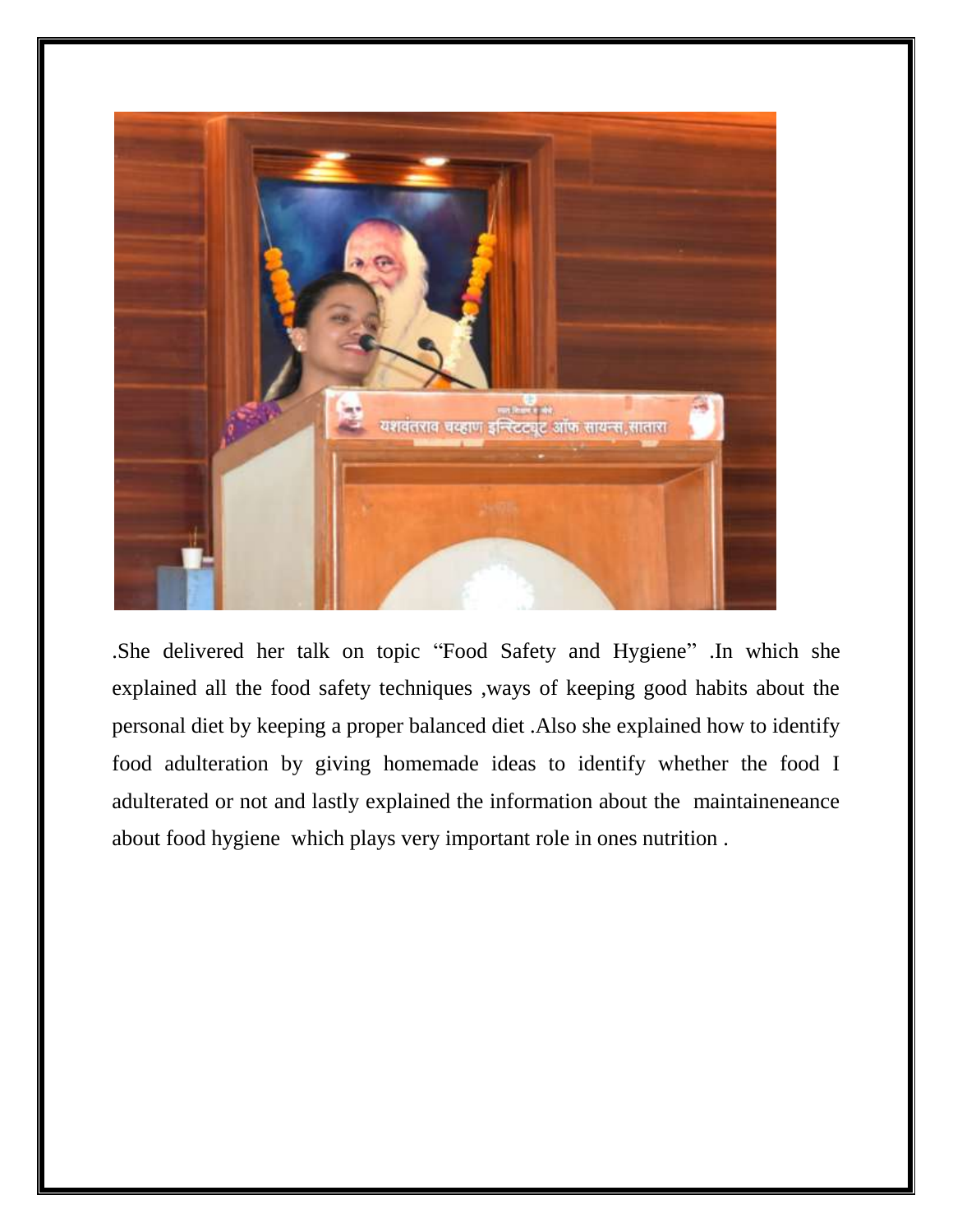.She delivered her talk on topic "Food Safety and Hygiene" .In which she explained all the food safety techniques ,ways of keeping good habits about the personal diet by keeping a proper balanced diet .Also she explained how to identify food adulteration by giving homemade ideas to identify whether the food I adulterated or not and lastly explained the information about the maintaineneance about food hygiene which plays very important role in ones nutrition .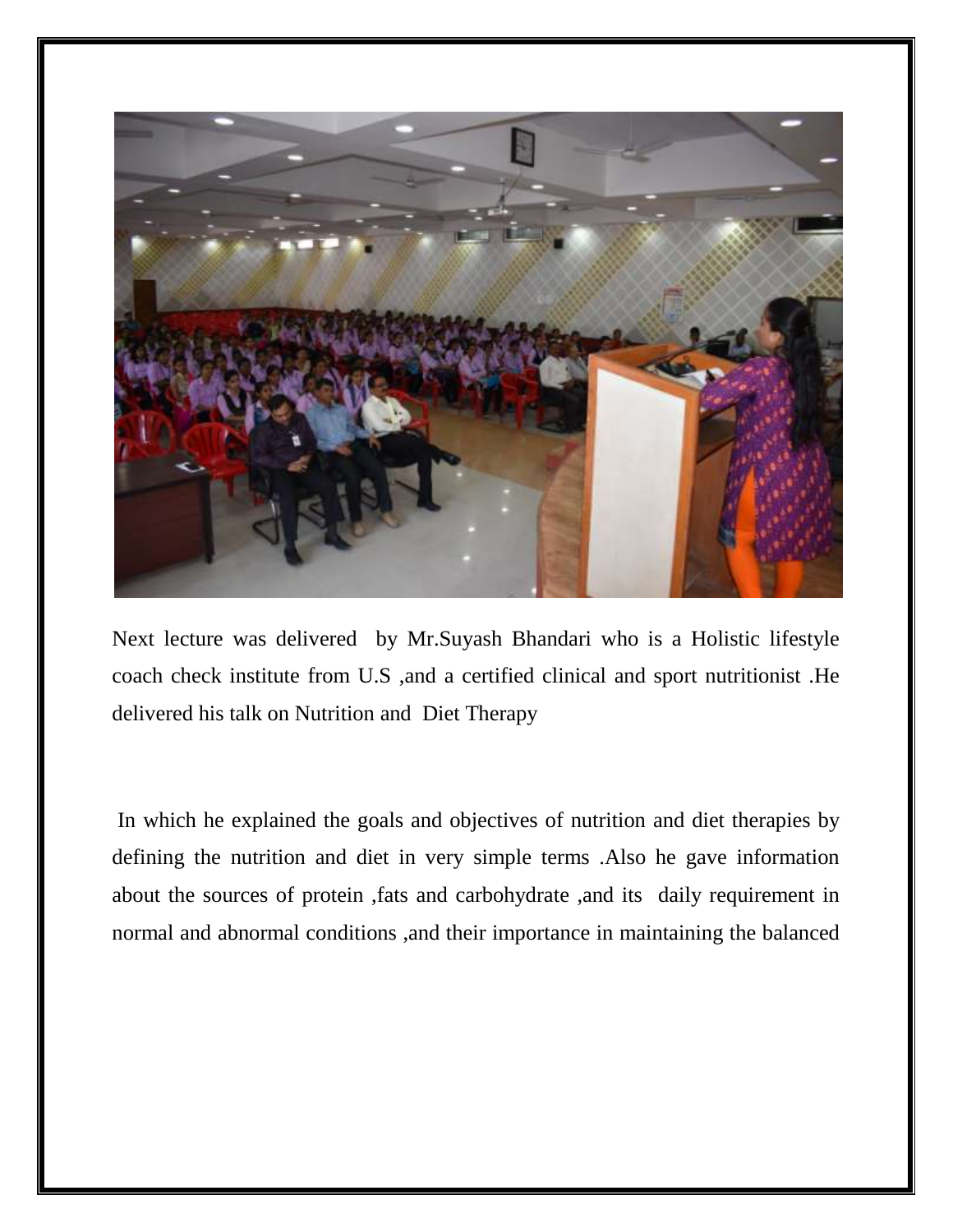Next lecture was delivered by Mr.Suyash Bhandari who is a Holistic lifestyle coach check institute from U.S ,and a certified clinical and sport nutritionist .He delivered his talk on Nutrition and Diet Therapy

In which he explained the goals and objectives of nutrition and diet therapies by defining the nutrition and diet in very simple terms .Also he gave information about the sources of protein ,fats and carbohydrate ,and its daily requirement in normal and abnormal conditions ,and their importance in maintaining the balanced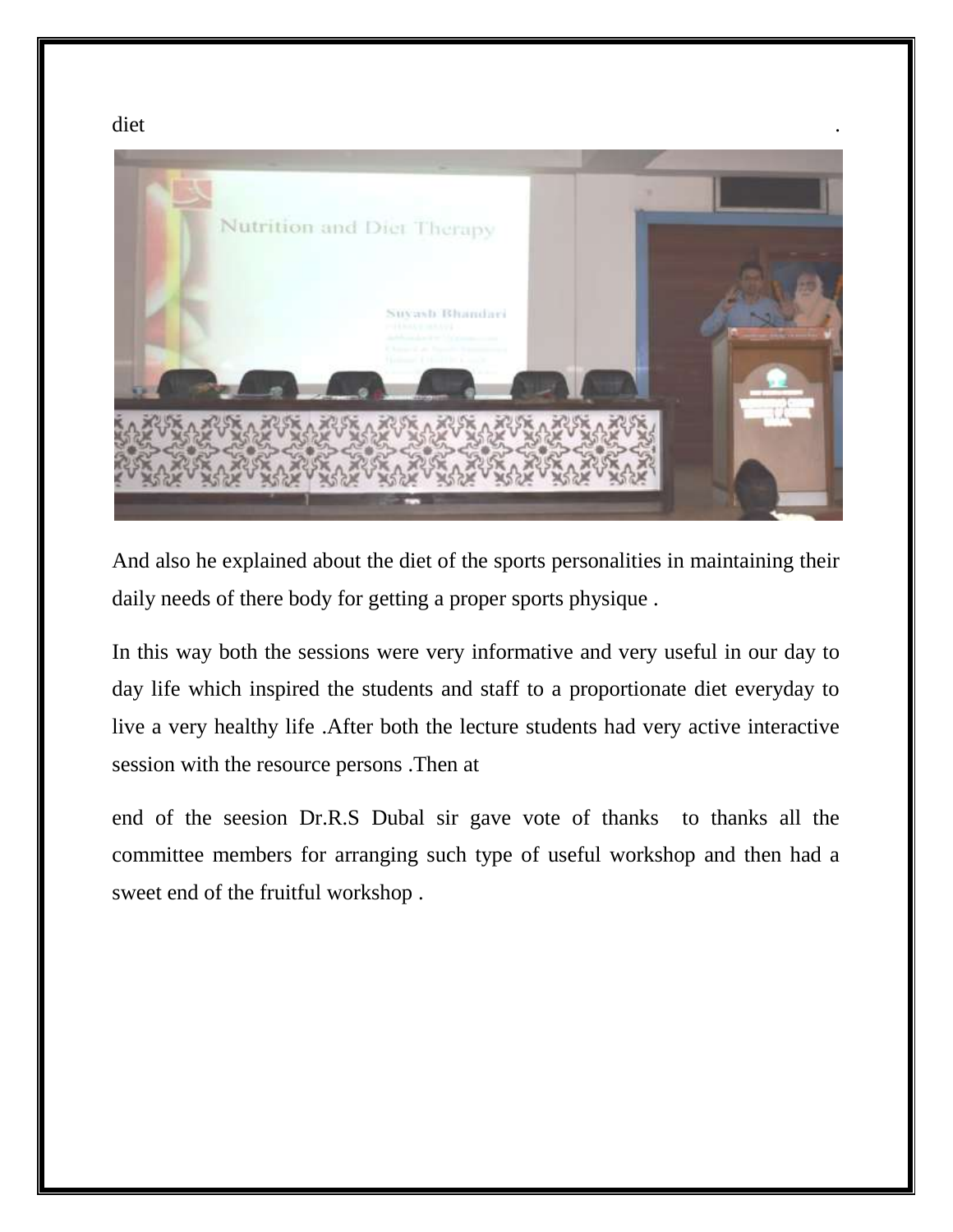diet .

And also he explained about the diet of the sports personalities in maintaining their daily needs of there body for getting a proper sports physique .

In this way both the sessions were very informative and very useful in our day to day life which inspired the students and staff to a proportionate diet everyday to live a very healthy life .After both the lecture students had very active interactive session with the resource persons .Then at

end of the seesion Dr.R.S Dubal sir gave vote of thanks to thanks all the committee members for arranging such type of useful workshop and then had a sweet end of the fruitful workshop .